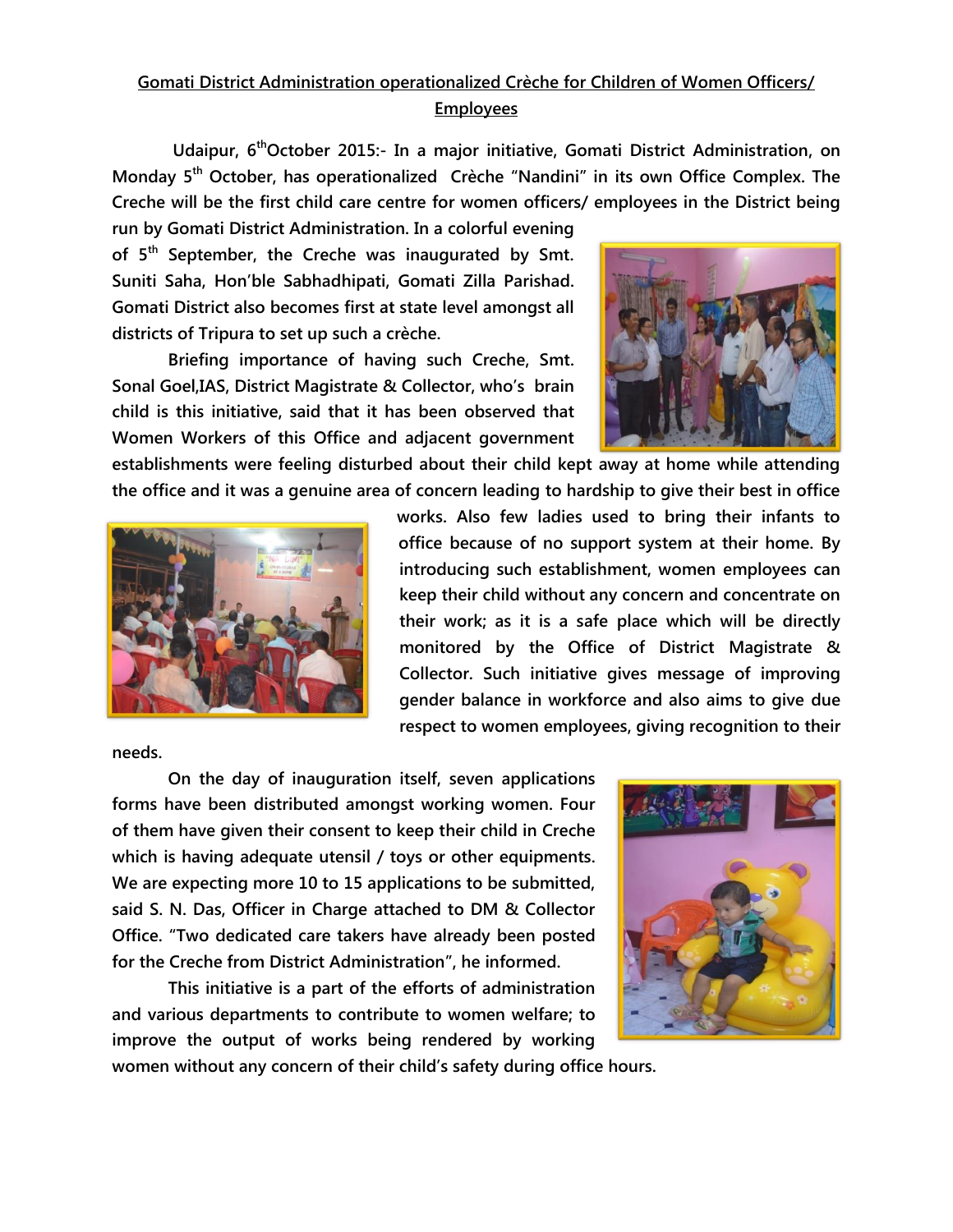## Gomati District Administration operationalized Crèche for Children of Women Officers/ Employees

**Udaipur, 6th October 2015:- In a major initiative, Gomati District Administration, on Monday 5th October, has operationalized Crèche "Nandini" in its own Office Complex. The Creche will be the first child care centre for women officers/ employees in the District being run by Gomati District Administration. In a colorful evening of 5th September, the Creche was inaugurated by Smt. Suniti Saha, Hon'ble Sabhadhipati, Gomati Zilla Parishad. Gomati District also becomes first at state level amongst all districts of Tripura to set up such a crèche.**

**Briefing importance of having such Creche, Smt. Sonal Goel,IAS, District Magistrate & Collector, who's brain child is this initiative, said that it has been observed that Women Workers of this Office and adjacent government establishments were feeling disturbed about their child kept away at home while attending the office and it was a genuine area of concern leading to hardship to give their best in office works. Also few ladies used to bring their infants to office because of no support system at their home. By introducing such establishment, women employees can keep their child without any concern and concentrate on their work; as it is a safe place which will be directly monitored by the Office of District Magistrate & Collector. Such initiative gives message of improving gender balance in workforce and also aims to give due respect to women employees, giving recognition to their needs.**

**On the day of inauguration itself, seven applications forms have been distributed amongst working women. Four of them have given their consent to keep their child in Creche which is having adequate utensil / toys or other equipments. We are expecting more 10 to 15 applications to be submitted, said S. N. Das, Officer in Charge attached to DM & Collector Office. "Two dedicated care takers have already been posted for the Creche from District Administration", he informed.**

**This initiative is a part of the efforts of administration and various departments to contribute to women welfare; to improve the output of works being rendered by working women without any concern of their child's safety during office hours.**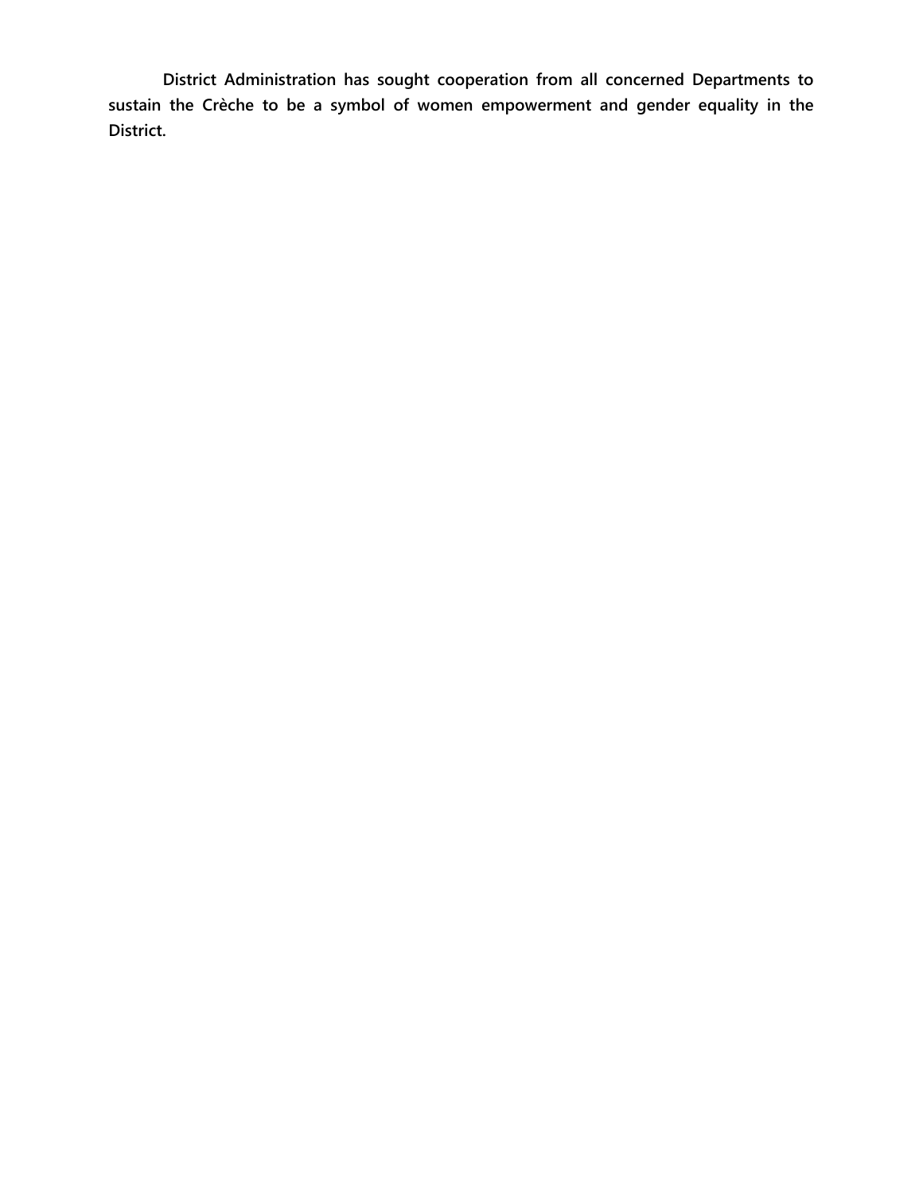**District Administration has sought cooperation from all concerned Departments to sustain the Crèche to be a symbol of women empowerment and gender equality in the District.**